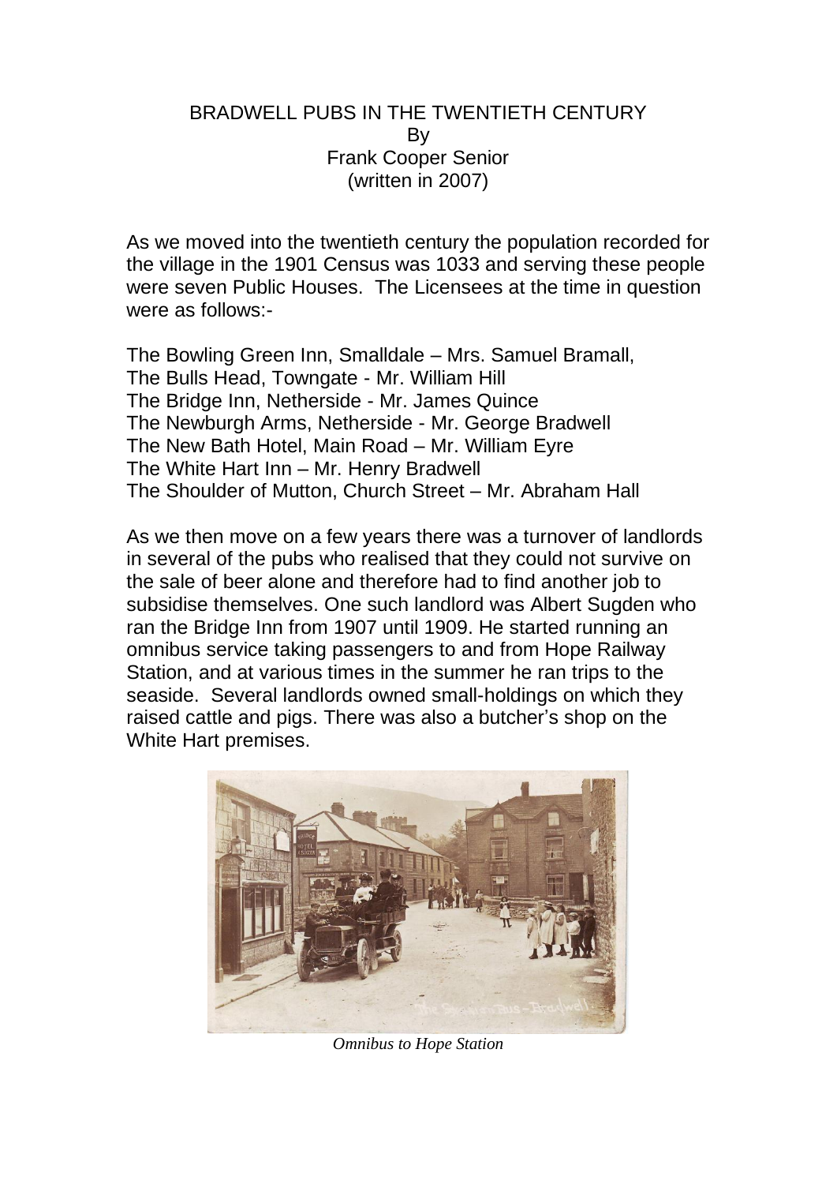# BRADWELL PUBS IN THE TWENTIETH CENTURY

By
Frank Cooper Senior
(written in 2007)

As we moved into the twentieth century the population recorded for the village in the 1901 Census was 1033 and serving these people were seven Public Houses. The Licensees at the time in question were as follows:-

The Bowling Green Inn, Smalldale – Mrs. Samuel Bramall,
The Bulls Head, Towngate - Mr. William Hill
The Bridge Inn, Netherside - Mr. James Quince
The Newburgh Arms, Netherside - Mr. George Bradwell
The New Bath Hotel, Main Road – Mr. William Eyre
The White Hart Inn – Mr. Henry Bradwell
The Shoulder of Mutton, Church Street – Mr. Abraham Hall

As we then move on a few years there was a turnover of landlords in several of the pubs who realised that they could not survive on the sale of beer alone and therefore had to find another job to subsidise themselves. One such landlord was Albert Sugden who ran the Bridge Inn from 1907 until 1909. He started running an omnibus service taking passengers to and from Hope Railway Station, and at various times in the summer he ran trips to the seaside. Several landlords owned small-holdings on which they raised cattle and pigs. There was also a butcher's shop on the White Hart premises.

*Omnibus to Hope Station*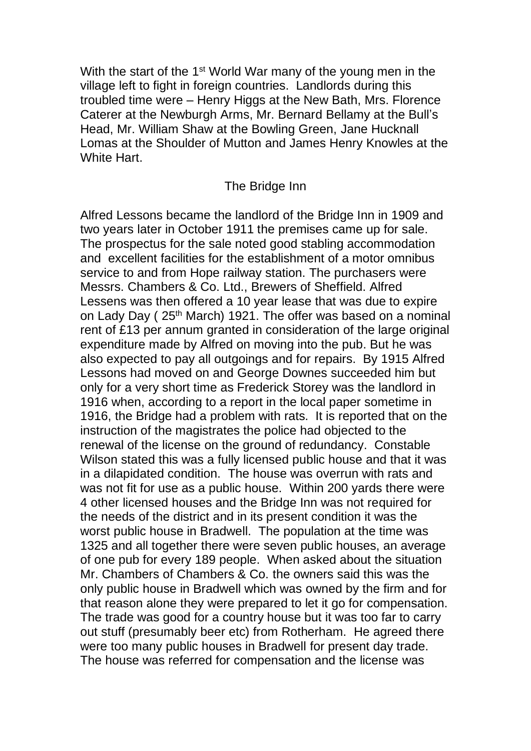With the start of the 1st World War many of the young men in the village left to fight in foreign countries. Landlords during this troubled time were – Henry Higgs at the New Bath, Mrs. Florence Caterer at the Newburgh Arms, Mr. Bernard Bellamy at the Bull's Head, Mr. William Shaw at the Bowling Green, Jane Hucknall Lomas at the Shoulder of Mutton and James Henry Knowles at the White Hart.

## The Bridge Inn

Alfred Lessons became the landlord of the Bridge Inn in 1909 and two years later in October 1911 the premises came up for sale. The prospectus for the sale noted good stabling accommodation and excellent facilities for the establishment of a motor omnibus service to and from Hope railway station. The purchasers were Messrs. Chambers & Co. Ltd., Brewers of Sheffield. Alfred Lessens was then offered a 10 year lease that was due to expire on Lady Day ( 25th March) 1921. The offer was based on a nominal rent of £13 per annum granted in consideration of the large original expenditure made by Alfred on moving into the pub. But he was also expected to pay all outgoings and for repairs. By 1915 Alfred Lessons had moved on and George Downes succeeded him but only for a very short time as Frederick Storey was the landlord in 1916 when, according to a report in the local paper sometime in 1916, the Bridge had a problem with rats. It is reported that on the instruction of the magistrates the police had objected to the renewal of the license on the ground of redundancy. Constable Wilson stated this was a fully licensed public house and that it was in a dilapidated condition. The house was overrun with rats and was not fit for use as a public house. Within 200 yards there were 4 other licensed houses and the Bridge Inn was not required for the needs of the district and in its present condition it was the worst public house in Bradwell. The population at the time was 1325 and all together there were seven public houses, an average of one pub for every 189 people. When asked about the situation Mr. Chambers of Chambers & Co. the owners said this was the only public house in Bradwell which was owned by the firm and for that reason alone they were prepared to let it go for compensation. The trade was good for a country house but it was too far to carry out stuff (presumably beer etc) from Rotherham. He agreed there were too many public houses in Bradwell for present day trade. The house was referred for compensation and the license was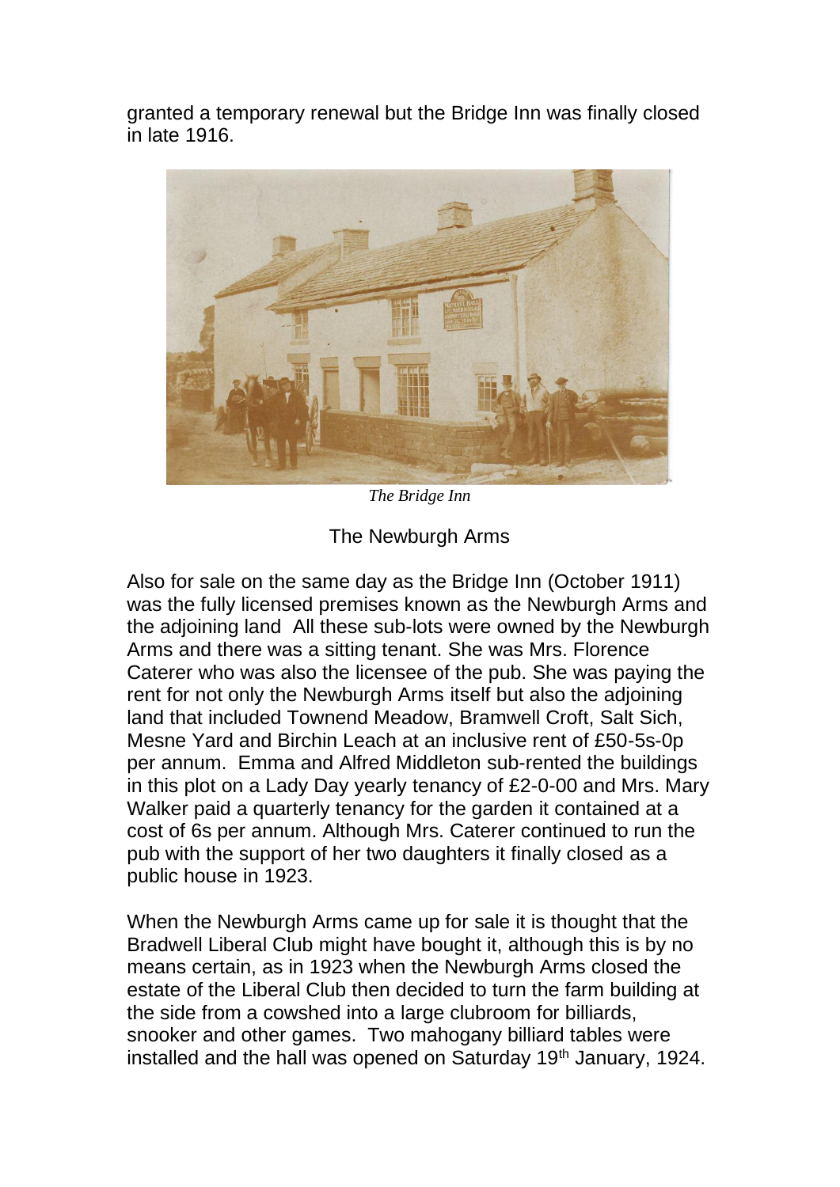granted a temporary renewal but the Bridge Inn was finally closed in late 1916.

*The Bridge Inn*

## The Newburgh Arms

Also for sale on the same day as the Bridge Inn (October 1911) was the fully licensed premises known as the Newburgh Arms and the adjoining land All these sub-lots were owned by the Newburgh Arms and there was a sitting tenant. She was Mrs. Florence Caterer who was also the licensee of the pub. She was paying the rent for not only the Newburgh Arms itself but also the adjoining land that included Townend Meadow, Bramwell Croft, Salt Sich, Mesne Yard and Birchin Leach at an inclusive rent of £50-5s-0p per annum. Emma and Alfred Middleton sub-rented the buildings in this plot on a Lady Day yearly tenancy of £2-0-00 and Mrs. Mary Walker paid a quarterly tenancy for the garden it contained at a cost of 6s per annum. Although Mrs. Caterer continued to run the pub with the support of her two daughters it finally closed as a public house in 1923.

When the Newburgh Arms came up for sale it is thought that the Bradwell Liberal Club might have bought it, although this is by no means certain, as in 1923 when the Newburgh Arms closed the estate of the Liberal Club then decided to turn the farm building at the side from a cowshed into a large clubroom for billiards, snooker and other games. Two mahogany billiard tables were installed and the hall was opened on Saturday 19th January, 1924.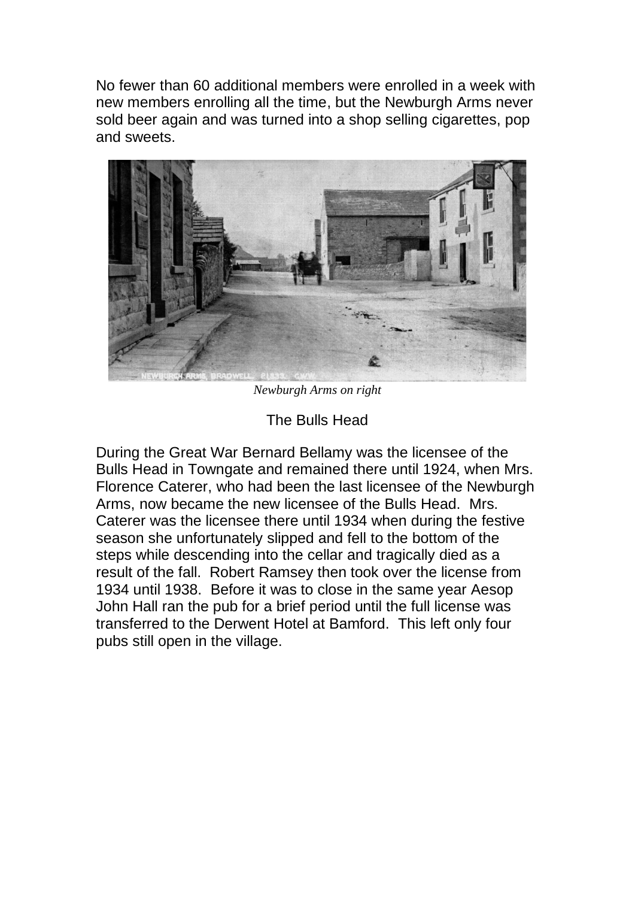No fewer than 60 additional members were enrolled in a week with new members enrolling all the time, but the Newburgh Arms never sold beer again and was turned into a shop selling cigarettes, pop and sweets.

*Newburgh Arms on right*

## The Bulls Head

During the Great War Bernard Bellamy was the licensee of the Bulls Head in Towngate and remained there until 1924, when Mrs. Florence Caterer, who had been the last licensee of the Newburgh Arms, now became the new licensee of the Bulls Head. Mrs. Caterer was the licensee there until 1934 when during the festive season she unfortunately slipped and fell to the bottom of the steps while descending into the cellar and tragically died as a result of the fall. Robert Ramsey then took over the license from 1934 until 1938. Before it was to close in the same year Aesop John Hall ran the pub for a brief period until the full license was transferred to the Derwent Hotel at Bamford. This left only four pubs still open in the village.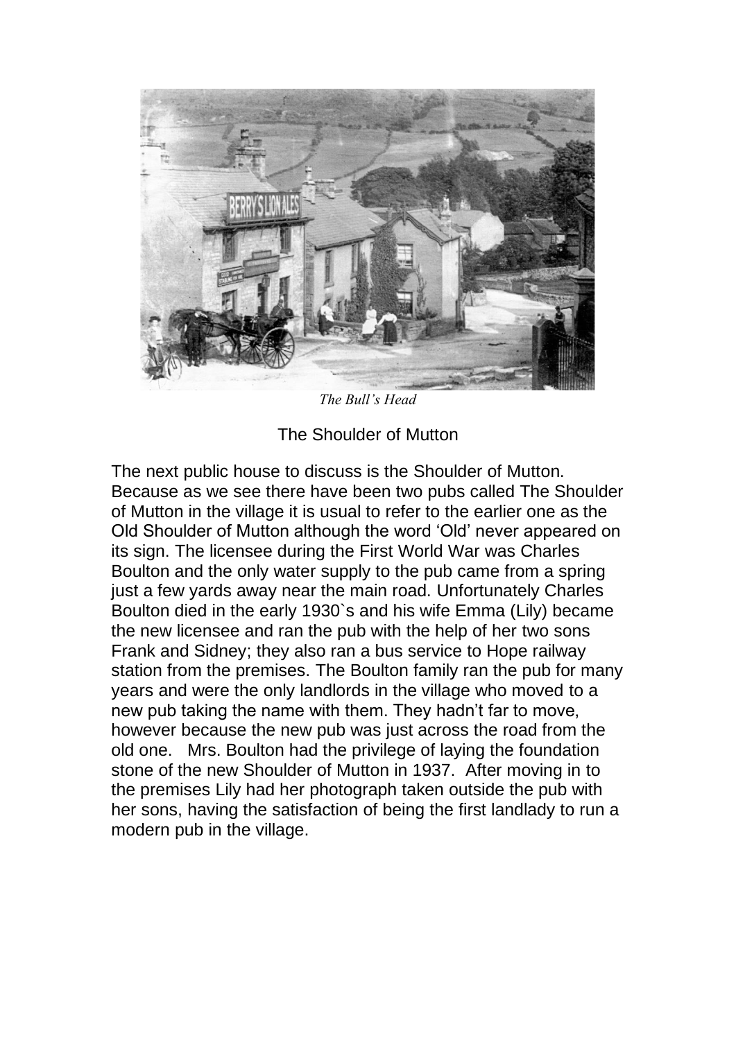*The Bull's Head*

## The Shoulder of Mutton

The next public house to discuss is the Shoulder of Mutton. Because as we see there have been two pubs called The Shoulder of Mutton in the village it is usual to refer to the earlier one as the Old Shoulder of Mutton although the word 'Old' never appeared on its sign. The licensee during the First World War was Charles Boulton and the only water supply to the pub came from a spring just a few yards away near the main road. Unfortunately Charles Boulton died in the early 1930`s and his wife Emma (Lily) became the new licensee and ran the pub with the help of her two sons Frank and Sidney; they also ran a bus service to Hope railway station from the premises. The Boulton family ran the pub for many years and were the only landlords in the village who moved to a new pub taking the name with them. They hadn't far to move, however because the new pub was just across the road from the old one. Mrs. Boulton had the privilege of laying the foundation stone of the new Shoulder of Mutton in 1937. After moving in to the premises Lily had her photograph taken outside the pub with her sons, having the satisfaction of being the first landlady to run a modern pub in the village.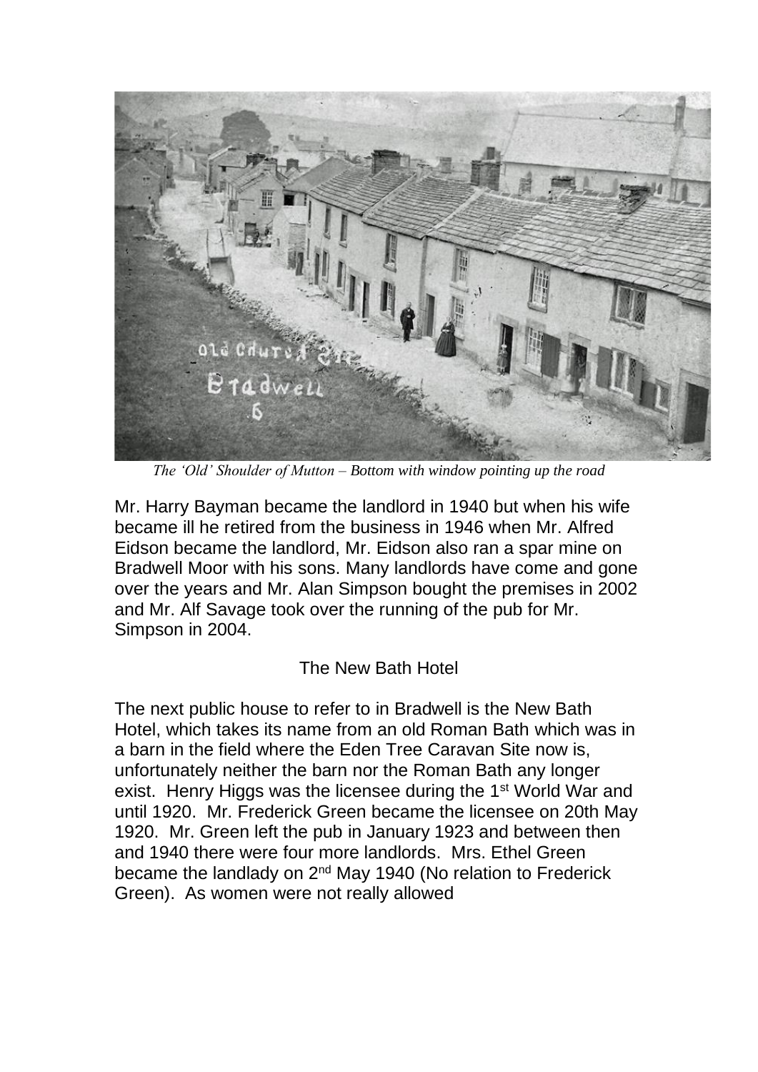*The 'Old' Shoulder of Mutton – Bottom with window pointing up the road*

Mr. Harry Bayman became the landlord in 1940 but when his wife became ill he retired from the business in 1946 when Mr. Alfred Eidson became the landlord, Mr. Eidson also ran a spar mine on Bradwell Moor with his sons. Many landlords have come and gone over the years and Mr. Alan Simpson bought the premises in 2002 and Mr. Alf Savage took over the running of the pub for Mr. Simpson in 2004.

## The New Bath Hotel

The next public house to refer to in Bradwell is the New Bath Hotel, which takes its name from an old Roman Bath which was in a barn in the field where the Eden Tree Caravan Site now is, unfortunately neither the barn nor the Roman Bath any longer exist. Henry Higgs was the licensee during the 1st World War and until 1920. Mr. Frederick Green became the licensee on 20th May 1920. Mr. Green left the pub in January 1923 and between then and 1940 there were four more landlords. Mrs. Ethel Green became the landlady on 2nd May 1940 (No relation to Frederick Green). As women were not really allowed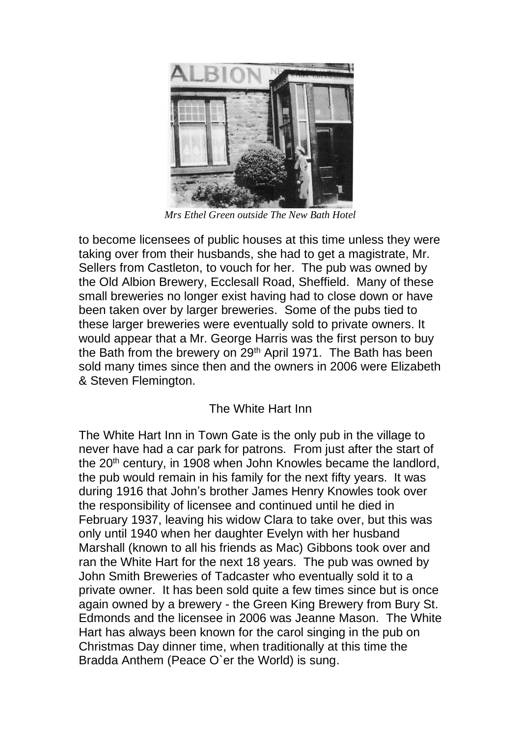*Mrs Ethel Green outside The New Bath Hotel*

to become licensees of public houses at this time unless they were taking over from their husbands, she had to get a magistrate, Mr. Sellers from Castleton, to vouch for her. The pub was owned by the Old Albion Brewery, Ecclesall Road, Sheffield. Many of these small breweries no longer exist having had to close down or have been taken over by larger breweries. Some of the pubs tied to these larger breweries were eventually sold to private owners. It would appear that a Mr. George Harris was the first person to buy the Bath from the brewery on 29th April 1971. The Bath has been sold many times since then and the owners in 2006 were Elizabeth & Steven Flemington.

## The White Hart Inn

The White Hart Inn in Town Gate is the only pub in the village to never have had a car park for patrons. From just after the start of the 20th century, in 1908 when John Knowles became the landlord, the pub would remain in his family for the next fifty years. It was during 1916 that John's brother James Henry Knowles took over the responsibility of licensee and continued until he died in February 1937, leaving his widow Clara to take over, but this was only until 1940 when her daughter Evelyn with her husband Marshall (known to all his friends as Mac) Gibbons took over and ran the White Hart for the next 18 years. The pub was owned by John Smith Breweries of Tadcaster who eventually sold it to a private owner. It has been sold quite a few times since but is once again owned by a brewery - the Green King Brewery from Bury St. Edmonds and the licensee in 2006 was Jeanne Mason. The White Hart has always been known for the carol singing in the pub on Christmas Day dinner time, when traditionally at this time the Bradda Anthem (Peace O`er the World) is sung.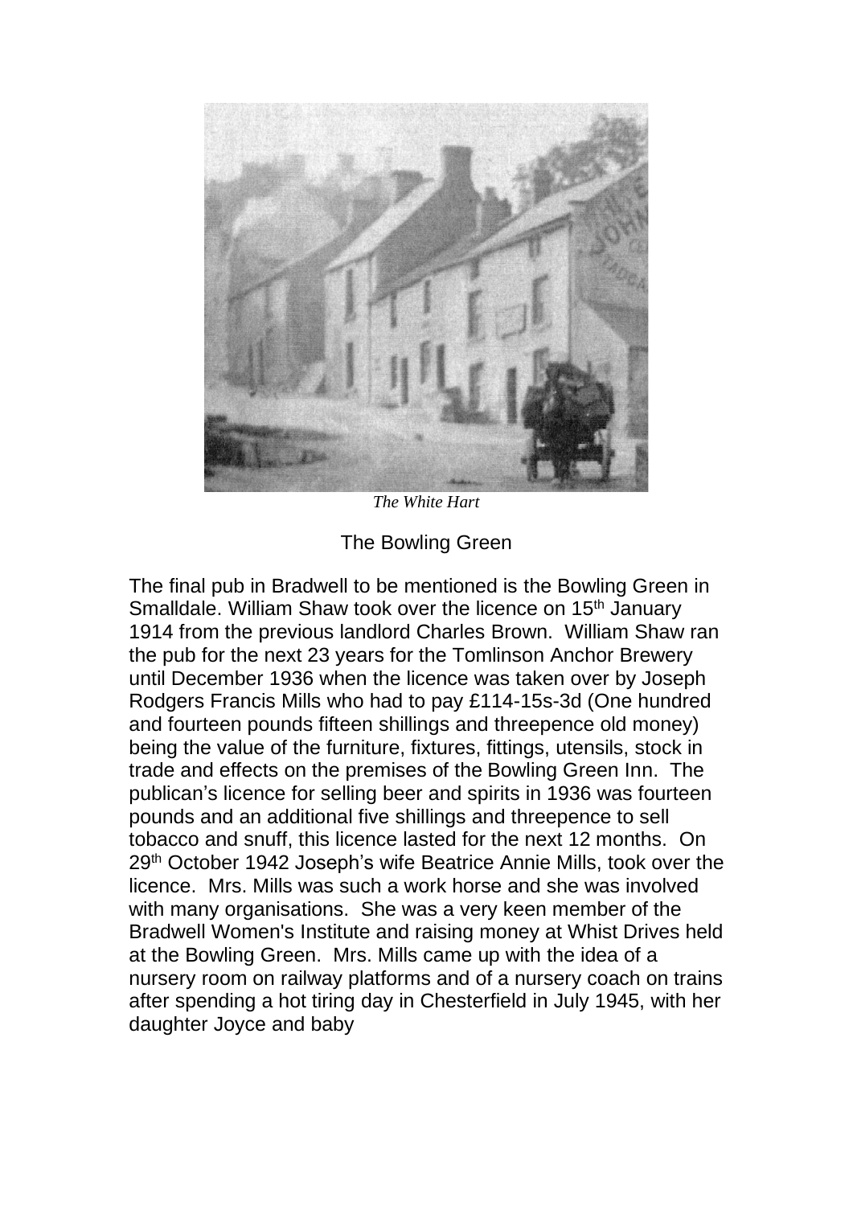*The White Hart*

## The Bowling Green

The final pub in Bradwell to be mentioned is the Bowling Green in Smalldale. William Shaw took over the licence on 15th January 1914 from the previous landlord Charles Brown. William Shaw ran the pub for the next 23 years for the Tomlinson Anchor Brewery until December 1936 when the licence was taken over by Joseph Rodgers Francis Mills who had to pay £114-15s-3d (One hundred and fourteen pounds fifteen shillings and threepence old money) being the value of the furniture, fixtures, fittings, utensils, stock in trade and effects on the premises of the Bowling Green Inn. The publican's licence for selling beer and spirits in 1936 was fourteen pounds and an additional five shillings and threepence to sell tobacco and snuff, this licence lasted for the next 12 months. On 29th October 1942 Joseph's wife Beatrice Annie Mills, took over the licence. Mrs. Mills was such a work horse and she was involved with many organisations. She was a very keen member of the Bradwell Women's Institute and raising money at Whist Drives held at the Bowling Green. Mrs. Mills came up with the idea of a nursery room on railway platforms and of a nursery coach on trains after spending a hot tiring day in Chesterfield in July 1945, with her daughter Joyce and baby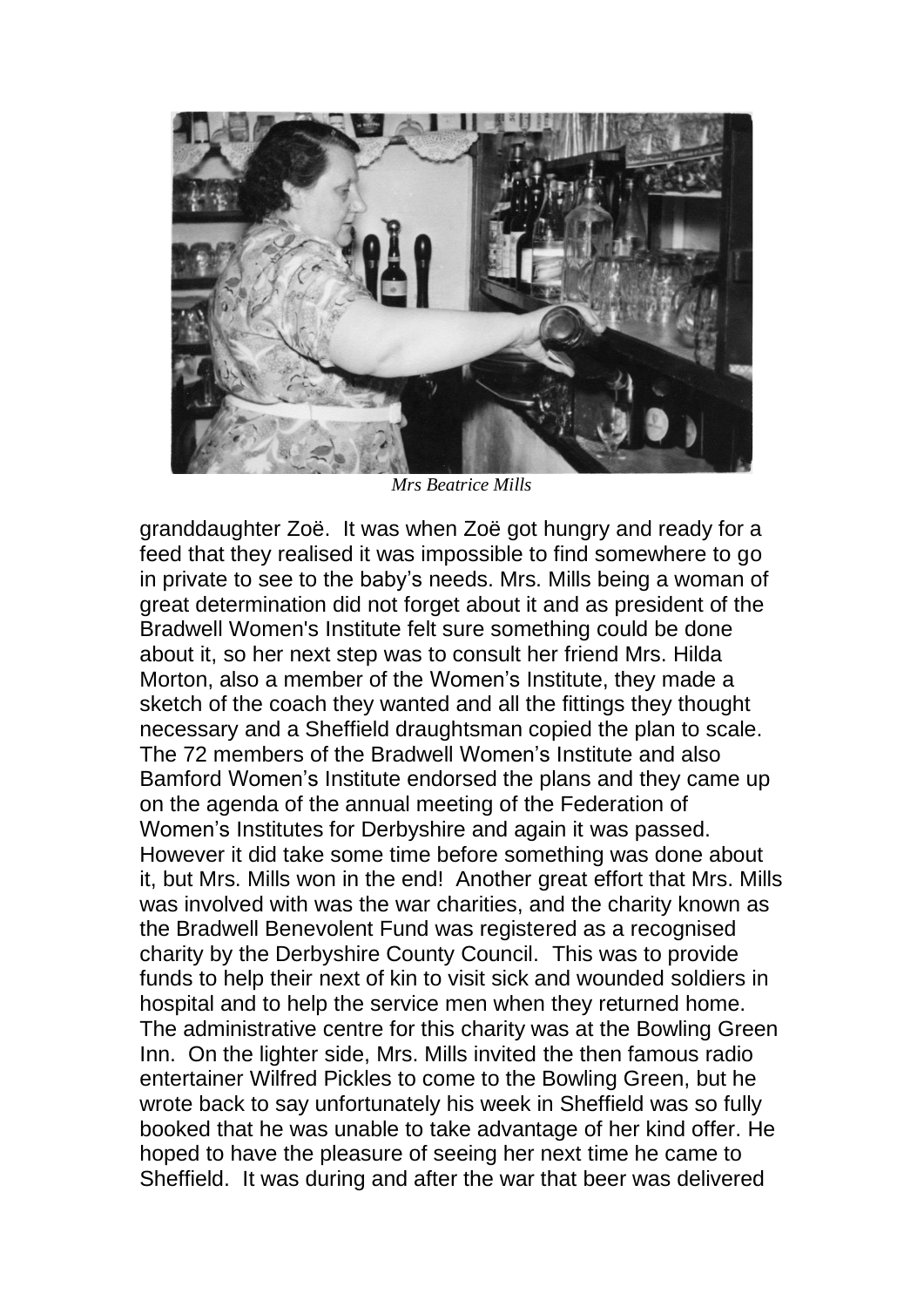*Mrs Beatrice Mills*

granddaughter Zoë. It was when Zoë got hungry and ready for a feed that they realised it was impossible to find somewhere to go in private to see to the baby's needs. Mrs. Mills being a woman of great determination did not forget about it and as president of the Bradwell Women's Institute felt sure something could be done about it, so her next step was to consult her friend Mrs. Hilda Morton, also a member of the Women's Institute, they made a sketch of the coach they wanted and all the fittings they thought necessary and a Sheffield draughtsman copied the plan to scale. The 72 members of the Bradwell Women's Institute and also Bamford Women's Institute endorsed the plans and they came up on the agenda of the annual meeting of the Federation of Women's Institutes for Derbyshire and again it was passed. However it did take some time before something was done about it, but Mrs. Mills won in the end! Another great effort that Mrs. Mills was involved with was the war charities, and the charity known as the Bradwell Benevolent Fund was registered as a recognised charity by the Derbyshire County Council. This was to provide funds to help their next of kin to visit sick and wounded soldiers in hospital and to help the service men when they returned home. The administrative centre for this charity was at the Bowling Green Inn. On the lighter side, Mrs. Mills invited the then famous radio entertainer Wilfred Pickles to come to the Bowling Green, but he wrote back to say unfortunately his week in Sheffield was so fully booked that he was unable to take advantage of her kind offer. He hoped to have the pleasure of seeing her next time he came to Sheffield. It was during and after the war that beer was delivered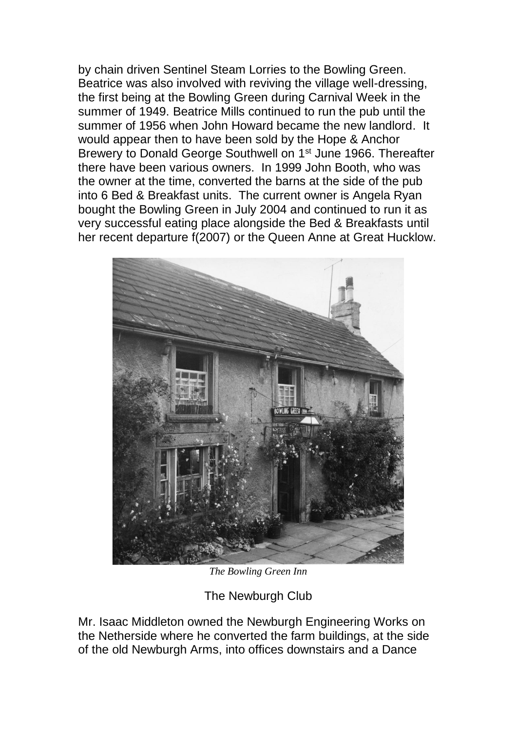by chain driven Sentinel Steam Lorries to the Bowling Green. Beatrice was also involved with reviving the village well-dressing, the first being at the Bowling Green during Carnival Week in the summer of 1949. Beatrice Mills continued to run the pub until the summer of 1956 when John Howard became the new landlord. It would appear then to have been sold by the Hope & Anchor Brewery to Donald George Southwell on 1st June 1966. Thereafter there have been various owners. In 1999 John Booth, who was the owner at the time, converted the barns at the side of the pub into 6 Bed & Breakfast units. The current owner is Angela Ryan bought the Bowling Green in July 2004 and continued to run it as very successful eating place alongside the Bed & Breakfasts until her recent departure f(2007) or the Queen Anne at Great Hucklow.

*The Bowling Green Inn*

## The Newburgh Club

Mr. Isaac Middleton owned the Newburgh Engineering Works on the Netherside where he converted the farm buildings, at the side of the old Newburgh Arms, into offices downstairs and a Dance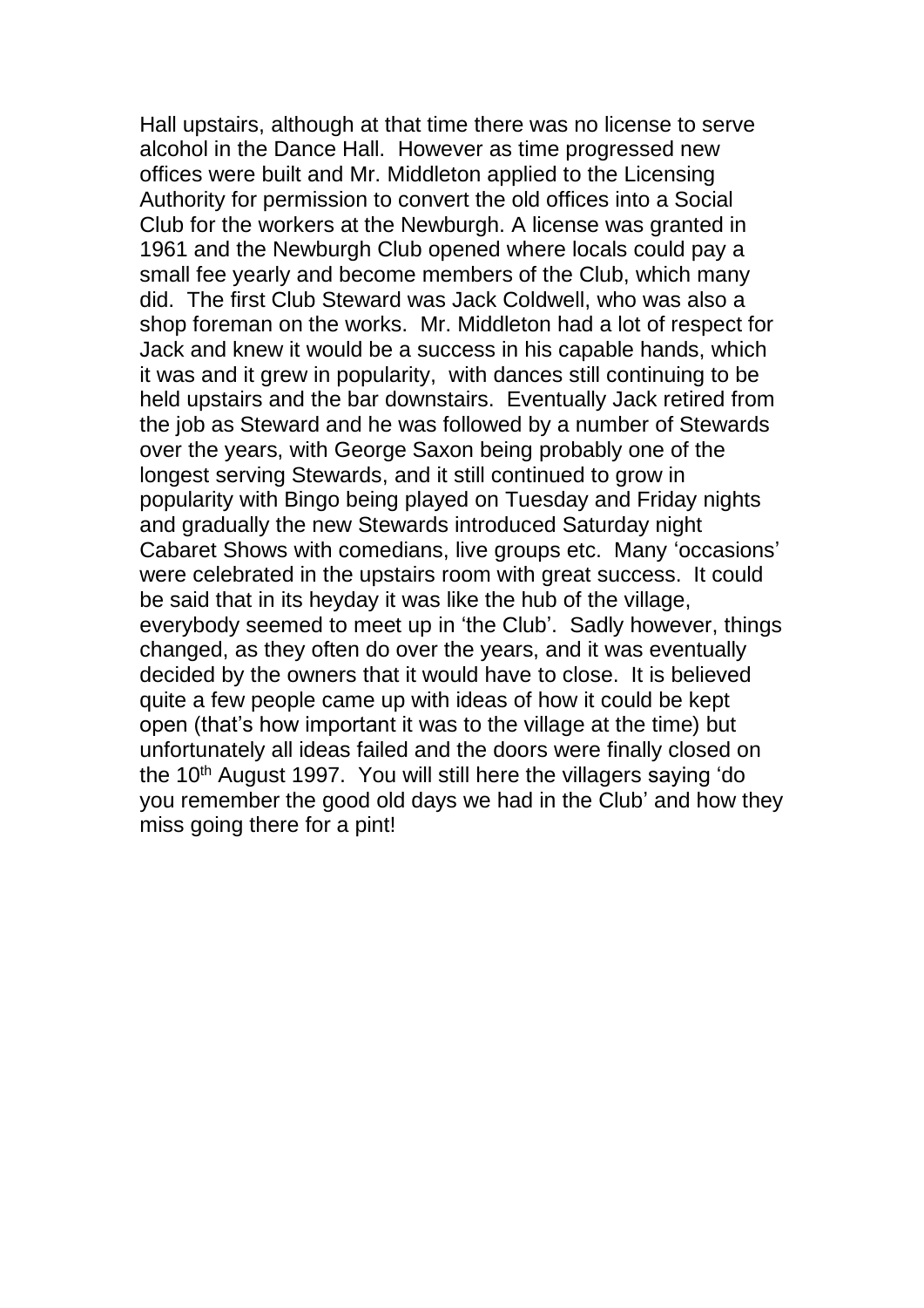Hall upstairs, although at that time there was no license to serve alcohol in the Dance Hall. However as time progressed new offices were built and Mr. Middleton applied to the Licensing Authority for permission to convert the old offices into a Social Club for the workers at the Newburgh. A license was granted in 1961 and the Newburgh Club opened where locals could pay a small fee yearly and become members of the Club, which many did. The first Club Steward was Jack Coldwell, who was also a shop foreman on the works. Mr. Middleton had a lot of respect for Jack and knew it would be a success in his capable hands, which it was and it grew in popularity, with dances still continuing to be held upstairs and the bar downstairs. Eventually Jack retired from the job as Steward and he was followed by a number of Stewards over the years, with George Saxon being probably one of the longest serving Stewards, and it still continued to grow in popularity with Bingo being played on Tuesday and Friday nights and gradually the new Stewards introduced Saturday night Cabaret Shows with comedians, live groups etc. Many 'occasions' were celebrated in the upstairs room with great success. It could be said that in its heyday it was like the hub of the village, everybody seemed to meet up in 'the Club'. Sadly however, things changed, as they often do over the years, and it was eventually decided by the owners that it would have to close. It is believed quite a few people came up with ideas of how it could be kept open (that's how important it was to the village at the time) but unfortunately all ideas failed and the doors were finally closed on the 10th August 1997. You will still here the villagers saying 'do you remember the good old days we had in the Club' and how they miss going there for a pint!